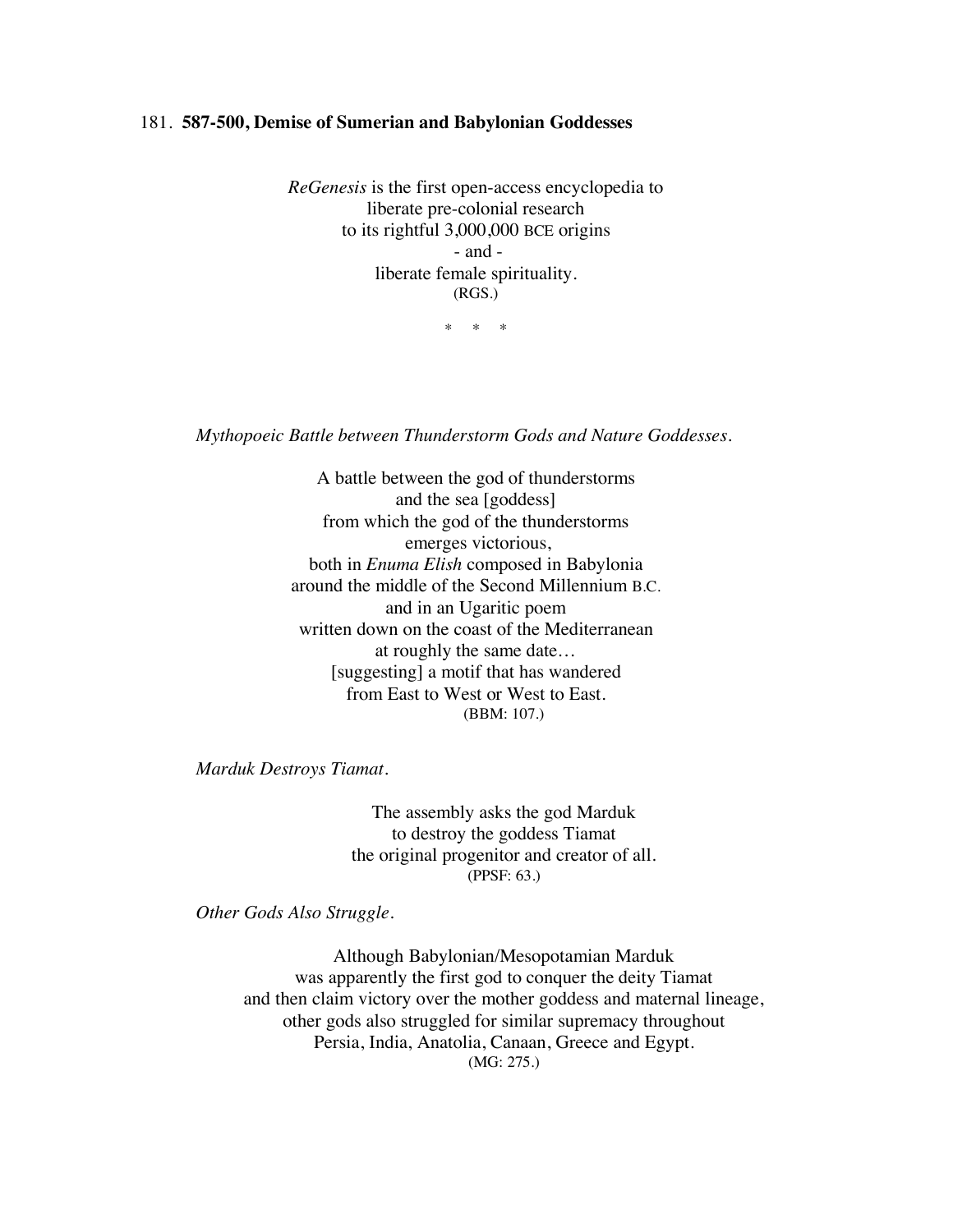181. **587-500, Demise of Sumerian and Babylonian Goddesses**

*ReGenesis* is the first open-access encyclopedia to
liberate pre-colonial research
to its rightful 3,000,000 BCE origins
- and -
liberate female spirituality.
(RGS.)

\* \* \*

*Mythopoeic Battle between Thunderstorm Gods and Nature Goddesses.*

A battle between the god of thunderstorms
and the sea [goddess]
from which the god of the thunderstorms
emerges victorious,
both in *Enuma Elish* composed in Babylonia
around the middle of the Second Millennium B.C.
and in an Ugaritic poem
written down on the coast of the Mediterranean
at roughly the same date…
[suggesting] a motif that has wandered
from East to West or West to East.
(BBM: 107.)

*Marduk Destroys Tiamat.*

The assembly asks the god Marduk
to destroy the goddess Tiamat
the original progenitor and creator of all.
(PPSF: 63.)

*Other Gods Also Struggle.*

Although Babylonian/Mesopotamian Marduk
was apparently the first god to conquer the deity Tiamat
and then claim victory over the mother goddess and maternal lineage,
other gods also struggled for similar supremacy throughout
Persia, India, Anatolia, Canaan, Greece and Egypt.
(MG: 275.)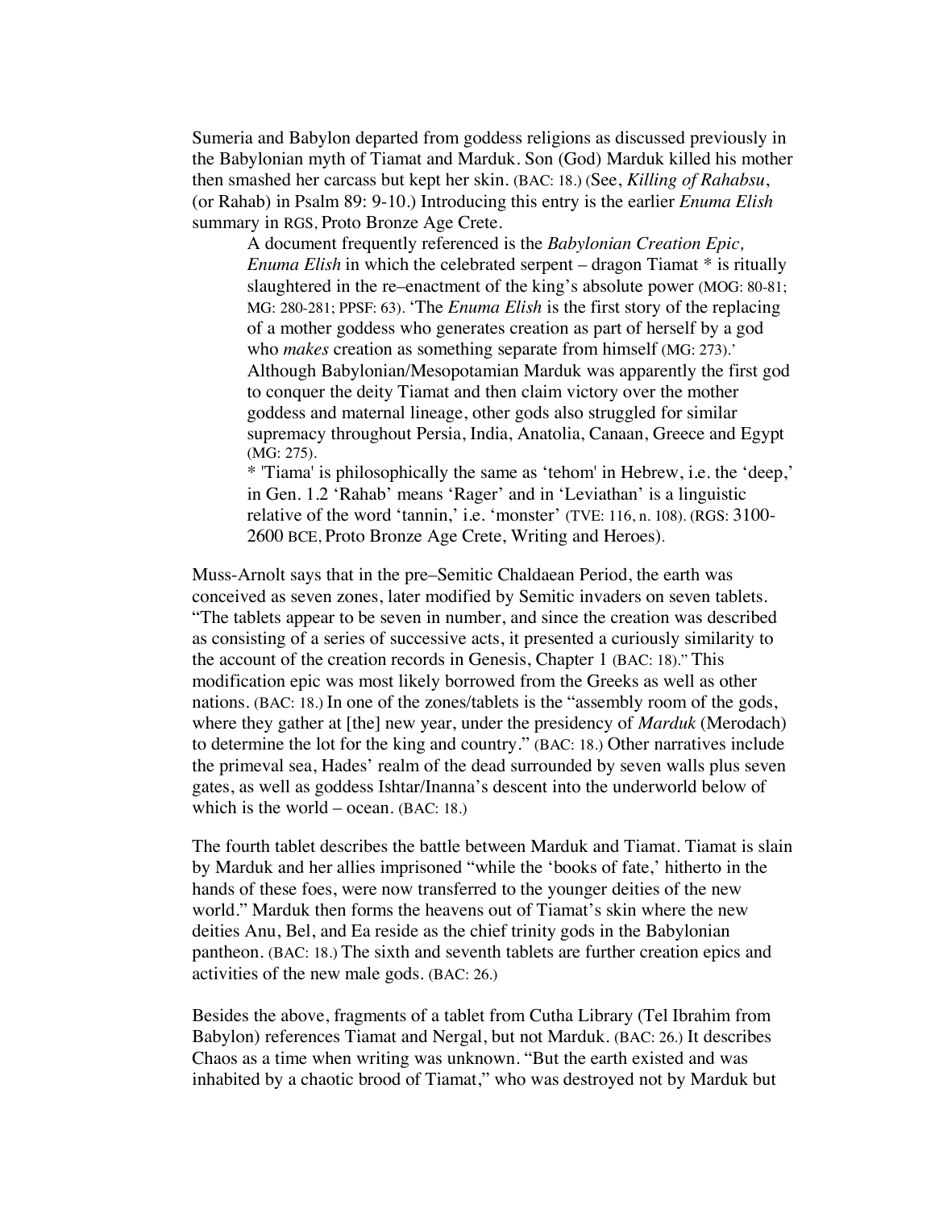Sumeria and Babylon departed from goddess religions as discussed previously in the Babylonian myth of Tiamat and Marduk. Son (God) Marduk killed his mother then smashed her carcass but kept her skin. (BAC: 18.) (See, *Killing of Rahabsu*, (or Rahab) in Psalm 89: 9-10.) Introducing this entry is the earlier *Enuma Elish* summary in RGS, Proto Bronze Age Crete.

> A document frequently referenced is the *Babylonian Creation Epic, Enuma Elish* in which the celebrated serpent – dragon Tiamat * is ritually slaughtered in the re–enactment of the king's absolute power (MOG: 80-81; MG: 280-281; PPSF: 63). 'The *Enuma Elish* is the first story of the replacing of a mother goddess who generates creation as part of herself by a god who *makes* creation as something separate from himself (MG: 273).' Although Babylonian/Mesopotamian Marduk was apparently the first god to conquer the deity Tiamat and then claim victory over the mother goddess and maternal lineage, other gods also struggled for similar supremacy throughout Persia, India, Anatolia, Canaan, Greece and Egypt (MG: 275).
>
> * 'Tiama' is philosophically the same as 'tehom' in Hebrew, i.e. the 'deep,' in Gen. 1.2 'Rahab' means 'Rager' and in 'Leviathan' is a linguistic relative of the word 'tannin,' i.e. 'monster' (TVE: 116, n. 108). (RGS: 3100-2600 BCE, Proto Bronze Age Crete, Writing and Heroes).

Muss-Arnolt says that in the pre–Semitic Chaldaean Period, the earth was conceived as seven zones, later modified by Semitic invaders on seven tablets. "The tablets appear to be seven in number, and since the creation was described as consisting of a series of successive acts, it presented a curiously similarity to the account of the creation records in Genesis, Chapter 1 (BAC: 18)." This modification epic was most likely borrowed from the Greeks as well as other nations. (BAC: 18.) In one of the zones/tablets is the "assembly room of the gods, where they gather at [the] new year, under the presidency of *Marduk* (Merodach) to determine the lot for the king and country." (BAC: 18.) Other narratives include the primeval sea, Hades' realm of the dead surrounded by seven walls plus seven gates, as well as goddess Ishtar/Inanna's descent into the underworld below of which is the world – ocean. (BAC: 18.)

The fourth tablet describes the battle between Marduk and Tiamat. Tiamat is slain by Marduk and her allies imprisoned "while the 'books of fate,' hitherto in the hands of these foes, were now transferred to the younger deities of the new world." Marduk then forms the heavens out of Tiamat's skin where the new deities Anu, Bel, and Ea reside as the chief trinity gods in the Babylonian pantheon. (BAC: 18.) The sixth and seventh tablets are further creation epics and activities of the new male gods. (BAC: 26.)

Besides the above, fragments of a tablet from Cutha Library (Tel Ibrahim from Babylon) references Tiamat and Nergal, but not Marduk. (BAC: 26.) It describes Chaos as a time when writing was unknown. "But the earth existed and was inhabited by a chaotic brood of Tiamat," who was destroyed not by Marduk but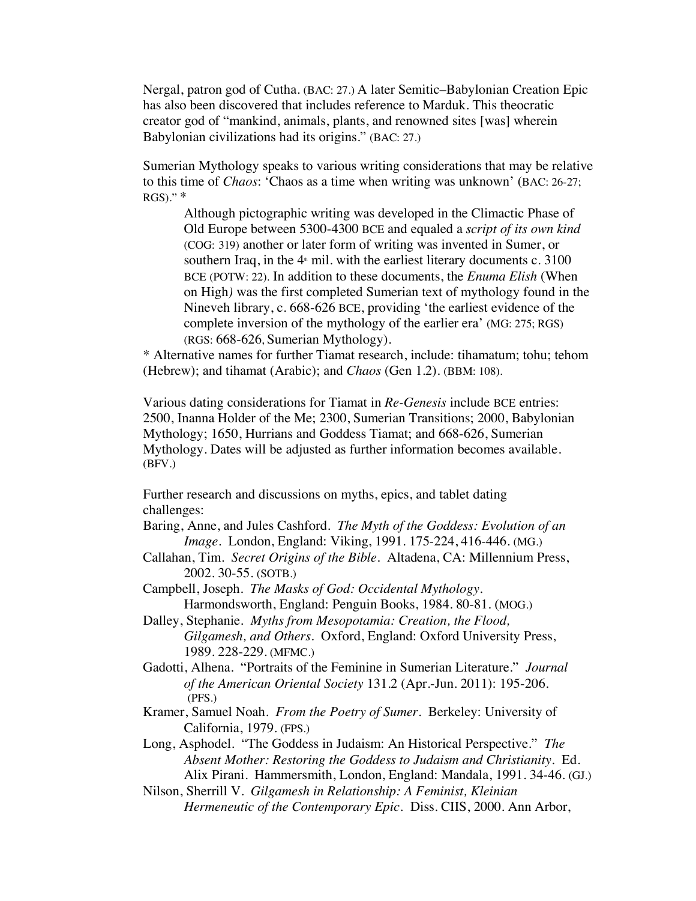Nergal, patron god of Cutha. (BAC: 27.) A later Semitic–Babylonian Creation Epic has also been discovered that includes reference to Marduk. This theocratic creator god of "mankind, animals, plants, and renowned sites [was] wherein Babylonian civilizations had its origins." (BAC: 27.)

Sumerian Mythology speaks to various writing considerations that may be relative to this time of *Chaos*: 'Chaos as a time when writing was unknown' (BAC: 26-27; RGS)." *

> Although pictographic writing was developed in the Climactic Phase of Old Europe between 5300-4300 BCE and equaled a *script of its own kind* (COG: 319) another or later form of writing was invented in Sumer, or southern Iraq, in the 4th mil. with the earliest literary documents c. 3100 BCE (POTW: 22). In addition to these documents, the *Enuma Elish* (When on High*)* was the first completed Sumerian text of mythology found in the Nineveh library, c. 668-626 BCE, providing 'the earliest evidence of the complete inversion of the mythology of the earlier era' (MG: 275; RGS) (RGS: 668-626, Sumerian Mythology).

* Alternative names for further Tiamat research, include: tihamatum; tohu; tehom (Hebrew); and tihamat (Arabic); and *Chaos* (Gen 1.2). (BBM: 108).

Various dating considerations for Tiamat in *Re-Genesis* include BCE entries: 2500, Inanna Holder of the Me; 2300, Sumerian Transitions; 2000, Babylonian Mythology; 1650, Hurrians and Goddess Tiamat; and 668-626, Sumerian Mythology. Dates will be adjusted as further information becomes available. (BFV.)

Further research and discussions on myths, epics, and tablet dating challenges:

Baring, Anne, and Jules Cashford. *The Myth of the Goddess: Evolution of an Image*. London, England: Viking, 1991. 175-224, 416-446. (MG.)

Callahan, Tim. *Secret Origins of the Bible*. Altadena, CA: Millennium Press, 2002. 30-55. (SOTB.)

Campbell, Joseph. *The Masks of God: Occidental Mythology*. Harmondsworth, England: Penguin Books, 1984. 80-81. (MOG.)

Dalley, Stephanie. *Myths from Mesopotamia: Creation, the Flood, Gilgamesh, and Others*. Oxford, England: Oxford University Press, 1989. 228-229. (MFMC.)

Gadotti, Alhena. "Portraits of the Feminine in Sumerian Literature." *Journal of the American Oriental Society* 131.2 (Apr.-Jun. 2011): 195-206. (PFS.)

Kramer, Samuel Noah. *From the Poetry of Sumer*. Berkeley: University of California, 1979. (FPS.)

Long, Asphodel. "The Goddess in Judaism: An Historical Perspective." *The Absent Mother: Restoring the Goddess to Judaism and Christianity*. Ed. Alix Pirani. Hammersmith, London, England: Mandala, 1991. 34-46. (GJ.)

Nilson, Sherrill V. *Gilgamesh in Relationship: A Feminist, Kleinian Hermeneutic of the Contemporary Epic*. Diss. CIIS, 2000. Ann Arbor,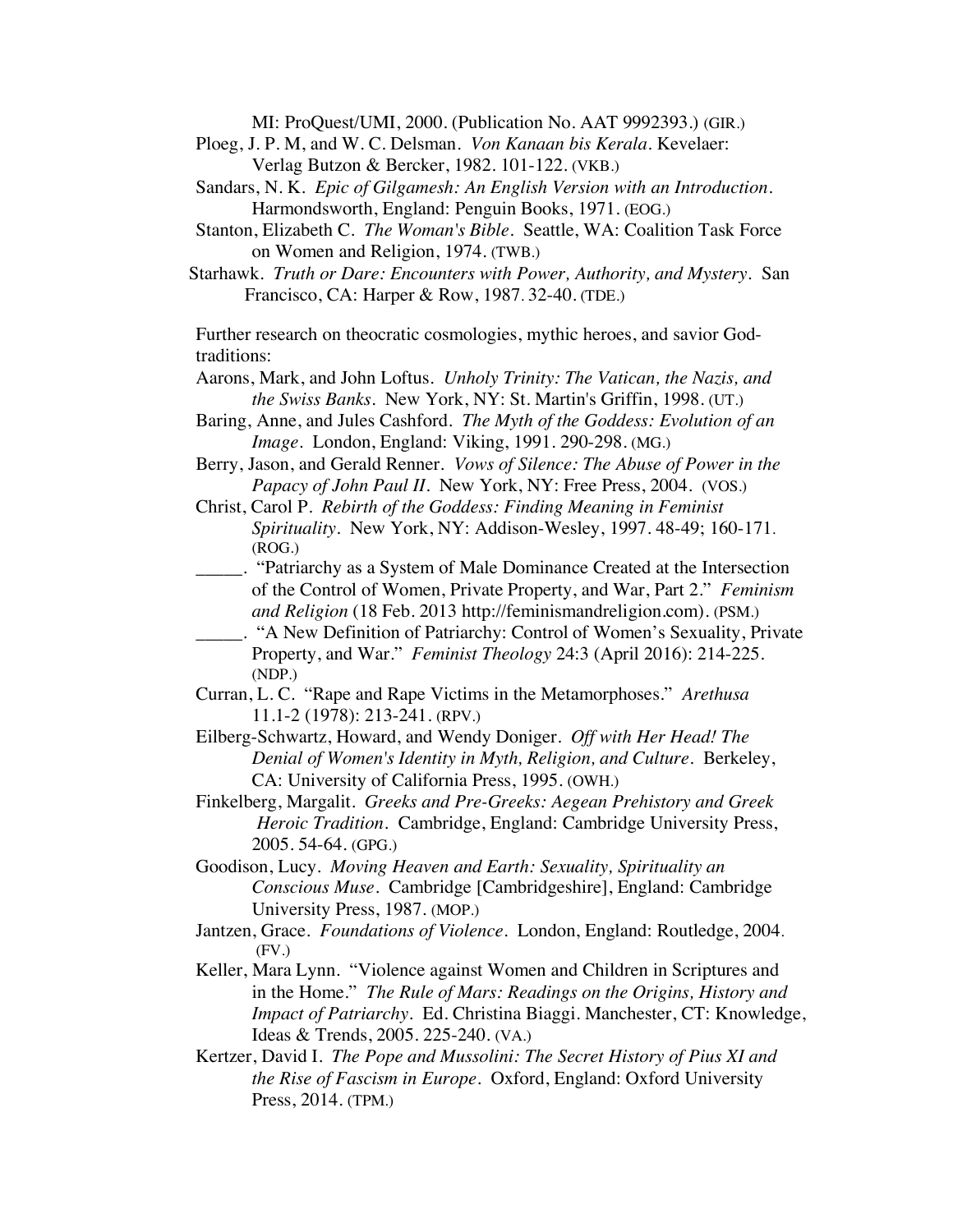MI: ProQuest/UMI, 2000. (Publication No. AAT 9992393.) (GIR.)

Ploeg, J. P. M, and W. C. Delsman. *Von Kanaan bis Kerala*. Kevelaer: Verlag Butzon & Bercker, 1982. 101-122. (VKB.)

Sandars, N. K. *Epic of Gilgamesh: An English Version with an Introduction*. Harmondsworth, England: Penguin Books, 1971. (EOG.)

Stanton, Elizabeth C. *The Woman's Bible*. Seattle, WA: Coalition Task Force on Women and Religion, 1974. (TWB.)

Starhawk. *Truth or Dare: Encounters with Power, Authority, and Mystery*. San Francisco, CA: Harper & Row, 1987. 32-40. (TDE.)

Further research on theocratic cosmologies, mythic heroes, and savior God-traditions:

Aarons, Mark, and John Loftus. *Unholy Trinity: The Vatican, the Nazis, and the Swiss Banks*. New York, NY: St. Martin's Griffin, 1998. (UT.)

Baring, Anne, and Jules Cashford. *The Myth of the Goddess: Evolution of an Image*. London, England: Viking, 1991. 290-298. (MG.)

Berry, Jason, and Gerald Renner. *Vows of Silence: The Abuse of Power in the Papacy of John Paul II*. New York, NY: Free Press, 2004. (VOS.)

Christ, Carol P. *Rebirth of the Goddess: Finding Meaning in Feminist Spirituality*. New York, NY: Addison-Wesley, 1997. 48-49; 160-171. (ROG.)

_____. "Patriarchy as a System of Male Dominance Created at the Intersection of the Control of Women, Private Property, and War, Part 2." *Feminism and Religion* (18 Feb. 2013 http://feminismandreligion.com). (PSM.)

_____. "A New Definition of Patriarchy: Control of Women's Sexuality, Private Property, and War." *Feminist Theology* 24:3 (April 2016): 214-225. (NDP.)

Curran, L. C. "Rape and Rape Victims in the Metamorphoses." *Arethusa* 11.1-2 (1978): 213-241. (RPV.)

Eilberg-Schwartz, Howard, and Wendy Doniger. *Off with Her Head! The Denial of Women's Identity in Myth, Religion, and Culture*. Berkeley, CA: University of California Press, 1995. (OWH.)

Finkelberg, Margalit. *Greeks and Pre-Greeks: Aegean Prehistory and Greek Heroic Tradition*. Cambridge, England: Cambridge University Press, 2005. 54-64. (GPG.)

Goodison, Lucy. *Moving Heaven and Earth: Sexuality, Spirituality an Conscious Muse*. Cambridge [Cambridgeshire], England: Cambridge University Press, 1987. (MOP.)

Jantzen, Grace. *Foundations of Violence*. London, England: Routledge, 2004. (FV.)

Keller, Mara Lynn. "Violence against Women and Children in Scriptures and in the Home." *The Rule of Mars: Readings on the Origins, History and Impact of Patriarchy*. Ed. Christina Biaggi. Manchester, CT: Knowledge, Ideas & Trends, 2005. 225-240. (VA.)

Kertzer, David I. *The Pope and Mussolini: The Secret History of Pius XI and the Rise of Fascism in Europe*. Oxford, England: Oxford University Press, 2014. (TPM.)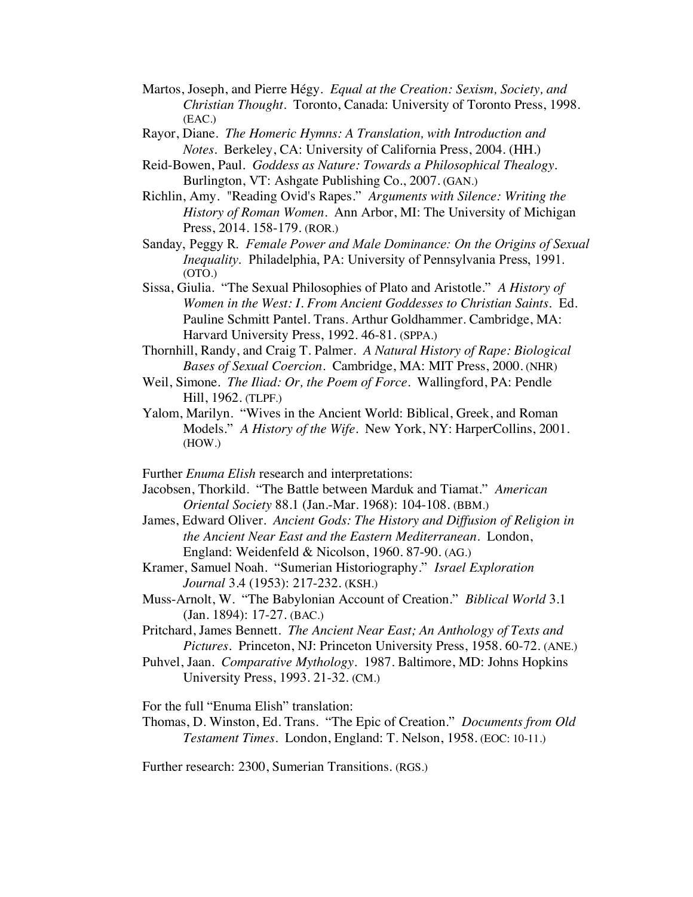Martos, Joseph, and Pierre Hégy. *Equal at the Creation: Sexism, Society, and Christian Thought*. Toronto, Canada: University of Toronto Press, 1998. (EAC.)

Rayor, Diane. *The Homeric Hymns: A Translation, with Introduction and Notes*. Berkeley, CA: University of California Press, 2004. (HH.)

Reid-Bowen, Paul. *Goddess as Nature: Towards a Philosophical Thealogy*. Burlington, VT: Ashgate Publishing Co., 2007. (GAN.)

Richlin, Amy. "Reading Ovid's Rapes." *Arguments with Silence: Writing the History of Roman Women*. Ann Arbor, MI: The University of Michigan Press, 2014. 158-179. (ROR.)

Sanday, Peggy R. *Female Power and Male Dominance: On the Origins of Sexual Inequality*. Philadelphia, PA: University of Pennsylvania Press, 1991. (OTO.)

Sissa, Giulia. "The Sexual Philosophies of Plato and Aristotle." *A History of Women in the West: I. From Ancient Goddesses to Christian Saints*. Ed. Pauline Schmitt Pantel. Trans. Arthur Goldhammer. Cambridge, MA: Harvard University Press, 1992. 46-81. (SPPA.)

Thornhill, Randy, and Craig T. Palmer. *A Natural History of Rape: Biological Bases of Sexual Coercion*. Cambridge, MA: MIT Press, 2000. (NHR)

Weil, Simone. *The Iliad: Or, the Poem of Force*. Wallingford, PA: Pendle Hill, 1962. (TLPF.)

Yalom, Marilyn. "Wives in the Ancient World: Biblical, Greek, and Roman Models." *A History of the Wife*. New York, NY: HarperCollins, 2001. (HOW.)

Further *Enuma Elish* research and interpretations:

Jacobsen, Thorkild. "The Battle between Marduk and Tiamat." *American Oriental Society* 88.1 (Jan.-Mar. 1968): 104-108. (BBM.)

James, Edward Oliver. *Ancient Gods: The History and Diffusion of Religion in the Ancient Near East and the Eastern Mediterranean*. London, England: Weidenfeld & Nicolson, 1960. 87-90. (AG.)

Kramer, Samuel Noah. "Sumerian Historiography." *Israel Exploration Journal* 3.4 (1953): 217-232. (KSH.)

Muss-Arnolt, W. "The Babylonian Account of Creation." *Biblical World* 3.1 (Jan. 1894): 17-27. (BAC.)

Pritchard, James Bennett. *The Ancient Near East; An Anthology of Texts and Pictures*. Princeton, NJ: Princeton University Press, 1958. 60-72. (ANE.)

Puhvel, Jaan. *Comparative Mythology*. 1987. Baltimore, MD: Johns Hopkins University Press, 1993. 21-32. (CM.)

For the full "Enuma Elish" translation:

Thomas, D. Winston, Ed. Trans. "The Epic of Creation." *Documents from Old Testament Times*. London, England: T. Nelson, 1958. (EOC: 10-11.)

Further research: 2300, Sumerian Transitions. (RGS.)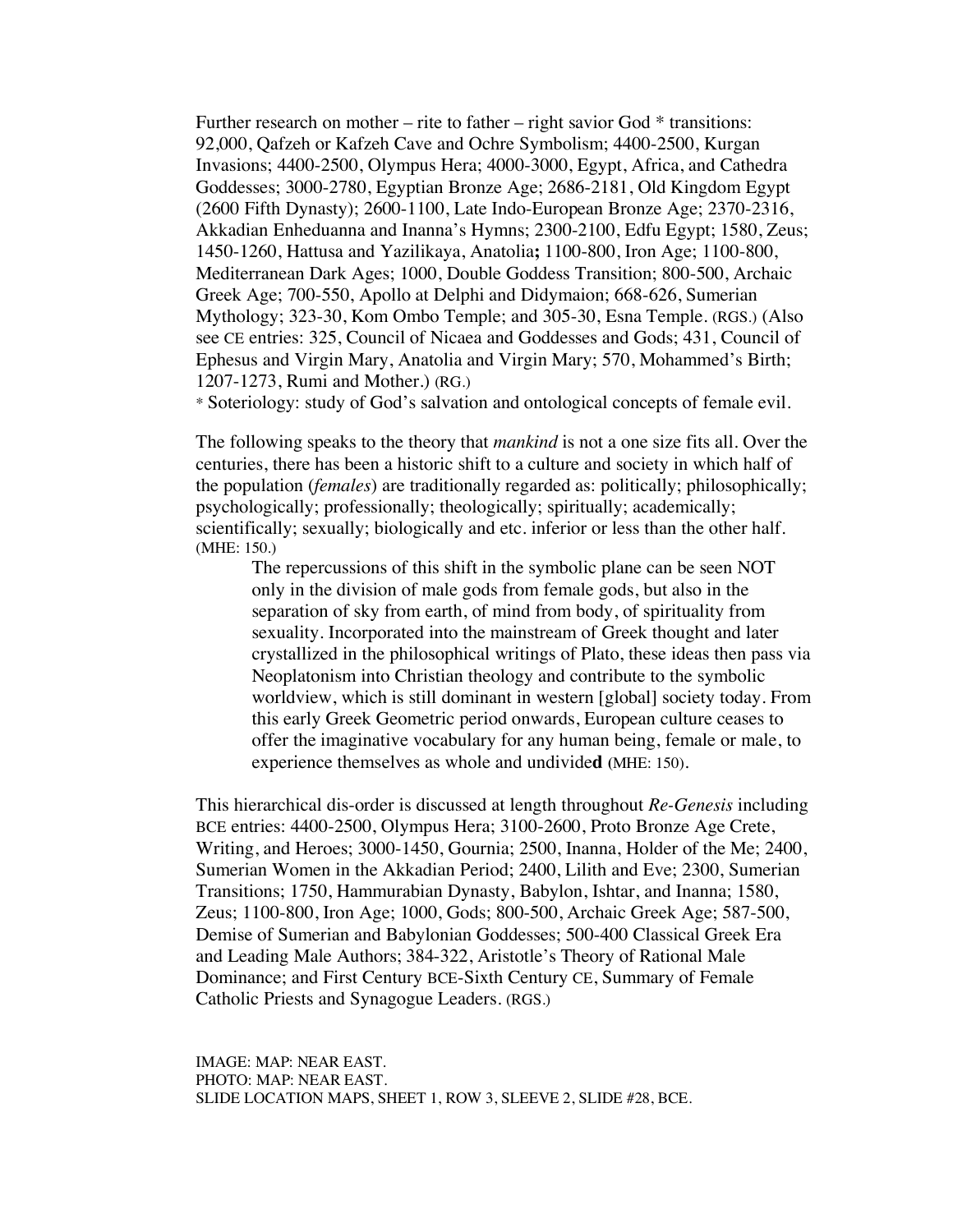Further research on mother – rite to father – right savior God * transitions: 92,000, Qafzeh or Kafzeh Cave and Ochre Symbolism; 4400-2500, Kurgan Invasions; 4400-2500, Olympus Hera; 4000-3000, Egypt, Africa, and Cathedra Goddesses; 3000-2780, Egyptian Bronze Age; 2686-2181, Old Kingdom Egypt (2600 Fifth Dynasty); 2600-1100, Late Indo-European Bronze Age; 2370-2316, Akkadian Enheduanna and Inanna's Hymns; 2300-2100, Edfu Egypt; 1580, Zeus; 1450-1260, Hattusa and Yazilikaya, Anatolia**;** 1100-800, Iron Age; 1100-800, Mediterranean Dark Ages; 1000, Double Goddess Transition; 800-500, Archaic Greek Age; 700-550, Apollo at Delphi and Didymaion; 668-626, Sumerian Mythology; 323-30, Kom Ombo Temple; and 305-30, Esna Temple. (RGS.) (Also see CE entries: 325, Council of Nicaea and Goddesses and Gods; 431, Council of Ephesus and Virgin Mary, Anatolia and Virgin Mary; 570, Mohammed's Birth; 1207-1273, Rumi and Mother.) (RG.)

* Soteriology: study of God's salvation and ontological concepts of female evil.

The following speaks to the theory that *mankind* is not a one size fits all. Over the centuries, there has been a historic shift to a culture and society in which half of the population (*females*) are traditionally regarded as: politically; philosophically; psychologically; professionally; theologically; spiritually; academically; scientifically; sexually; biologically and etc. inferior or less than the other half. (MHE: 150.)

> The repercussions of this shift in the symbolic plane can be seen NOT only in the division of male gods from female gods, but also in the separation of sky from earth, of mind from body, of spirituality from sexuality. Incorporated into the mainstream of Greek thought and later crystallized in the philosophical writings of Plato, these ideas then pass via Neoplatonism into Christian theology and contribute to the symbolic worldview, which is still dominant in western [global] society today. From this early Greek Geometric period onwards, European culture ceases to offer the imaginative vocabulary for any human being, female or male, to experience themselves as whole and undivide**d** (MHE: 150).

This hierarchical dis-order is discussed at length throughout *Re-Genesis* including BCE entries: 4400-2500, Olympus Hera; 3100-2600, Proto Bronze Age Crete, Writing, and Heroes; 3000-1450, Gournia; 2500, Inanna, Holder of the Me; 2400, Sumerian Women in the Akkadian Period; 2400, Lilith and Eve; 2300, Sumerian Transitions; 1750, Hammurabian Dynasty, Babylon, Ishtar, and Inanna; 1580, Zeus; 1100-800, Iron Age; 1000, Gods; 800-500, Archaic Greek Age; 587-500, Demise of Sumerian and Babylonian Goddesses; 500-400 Classical Greek Era and Leading Male Authors; 384-322, Aristotle's Theory of Rational Male Dominance; and First Century BCE-Sixth Century CE, Summary of Female Catholic Priests and Synagogue Leaders. (RGS.)

IMAGE: MAP: NEAR EAST.
PHOTO: MAP: NEAR EAST.
SLIDE LOCATION MAPS, SHEET 1, ROW 3, SLEEVE 2, SLIDE #28, BCE.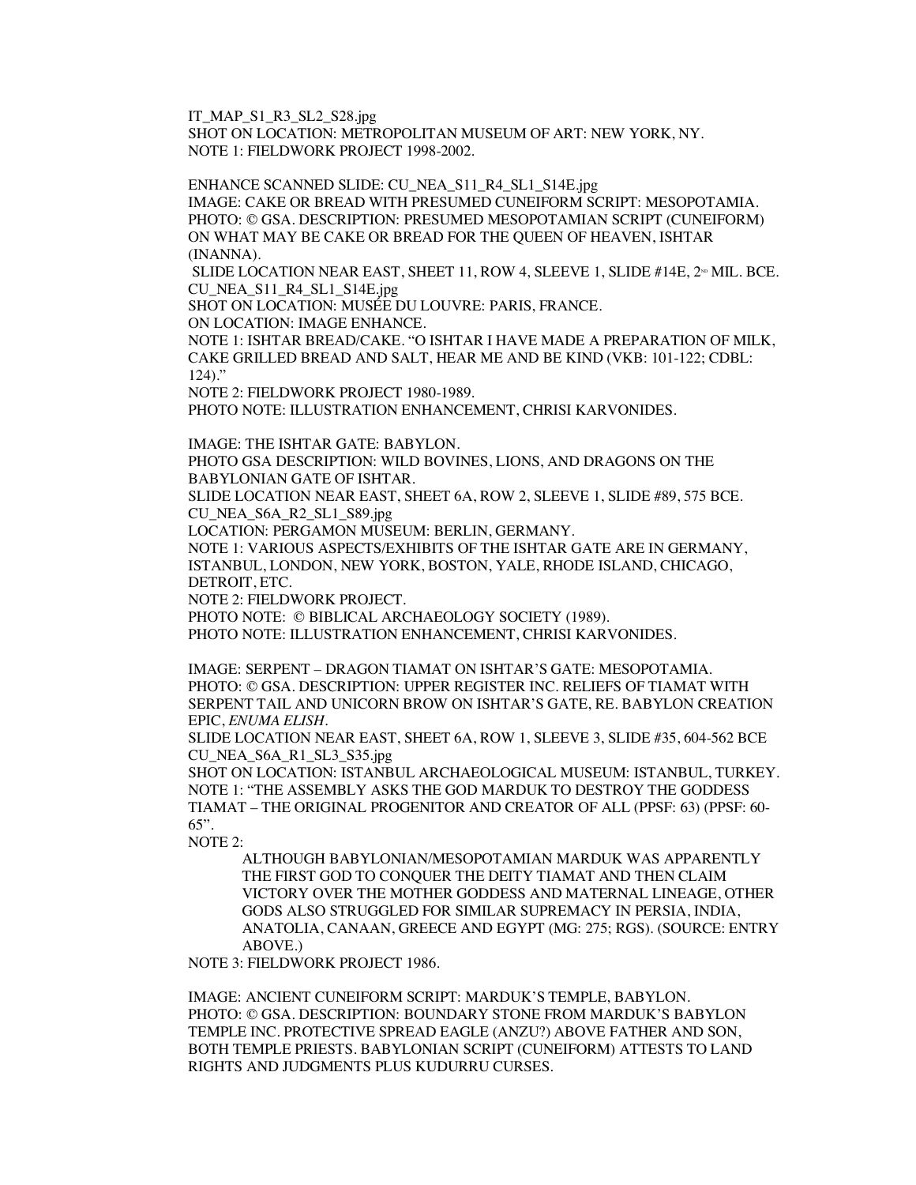IT_MAP_S1_R3_SL2_S28.jpg
SHOT ON LOCATION: METROPOLITAN MUSEUM OF ART: NEW YORK, NY.
NOTE 1: FIELDWORK PROJECT 1998-2002.

ENHANCE SCANNED SLIDE: CU_NEA_S11_R4_SL1_S14E.jpg
IMAGE: CAKE OR BREAD WITH PRESUMED CUNEIFORM SCRIPT: MESOPOTAMIA.
PHOTO: © GSA. DESCRIPTION: PRESUMED MESOPOTAMIAN SCRIPT (CUNEIFORM) ON WHAT MAY BE CAKE OR BREAD FOR THE QUEEN OF HEAVEN, ISHTAR (INANNA).
SLIDE LOCATION NEAR EAST, SHEET 11, ROW 4, SLEEVE 1, SLIDE #14E, 2[ND] MIL. BCE.
CU_NEA_S11_R4_SL1_S14E.jpg
SHOT ON LOCATION: MUSÉE DU LOUVRE: PARIS, FRANCE.
ON LOCATION: IMAGE ENHANCE.
NOTE 1: ISHTAR BREAD/CAKE. "O ISHTAR I HAVE MADE A PREPARATION OF MILK, CAKE GRILLED BREAD AND SALT, HEAR ME AND BE KIND (VKB: 101-122; CDBL: 124)."
NOTE 2: FIELDWORK PROJECT 1980-1989.
PHOTO NOTE: ILLUSTRATION ENHANCEMENT, CHRISI KARVONIDES.

IMAGE: THE ISHTAR GATE: BABYLON.
PHOTO GSA DESCRIPTION: WILD BOVINES, LIONS, AND DRAGONS ON THE BABYLONIAN GATE OF ISHTAR.
SLIDE LOCATION NEAR EAST, SHEET 6A, ROW 2, SLEEVE 1, SLIDE #89, 575 BCE.
CU_NEA_S6A_R2_SL1_S89.jpg
LOCATION: PERGAMON MUSEUM: BERLIN, GERMANY.
NOTE 1: VARIOUS ASPECTS/EXHIBITS OF THE ISHTAR GATE ARE IN GERMANY, ISTANBUL, LONDON, NEW YORK, BOSTON, YALE, RHODE ISLAND, CHICAGO, DETROIT, ETC.
NOTE 2: FIELDWORK PROJECT.
PHOTO NOTE: © BIBLICAL ARCHAEOLOGY SOCIETY (1989).
PHOTO NOTE: ILLUSTRATION ENHANCEMENT, CHRISI KARVONIDES.

IMAGE: SERPENT – DRAGON TIAMAT ON ISHTAR'S GATE: MESOPOTAMIA.
PHOTO: © GSA. DESCRIPTION: UPPER REGISTER INC. RELIEFS OF TIAMAT WITH SERPENT TAIL AND UNICORN BROW ON ISHTAR'S GATE, RE. BABYLON CREATION EPIC, *ENUMA ELISH*.
SLIDE LOCATION NEAR EAST, SHEET 6A, ROW 1, SLEEVE 3, SLIDE #35, 604-562 BCE
CU_NEA_S6A_R1_SL3_S35.jpg
SHOT ON LOCATION: ISTANBUL ARCHAEOLOGICAL MUSEUM: ISTANBUL, TURKEY.
NOTE 1: "THE ASSEMBLY ASKS THE GOD MARDUK TO DESTROY THE GODDESS TIAMAT – THE ORIGINAL PROGENITOR AND CREATOR OF ALL (PPSF: 63) (PPSF: 60-65".
NOTE 2:

> ALTHOUGH BABYLONIAN/MESOPOTAMIAN MARDUK WAS APPARENTLY THE FIRST GOD TO CONQUER THE DEITY TIAMAT AND THEN CLAIM VICTORY OVER THE MOTHER GODDESS AND MATERNAL LINEAGE, OTHER GODS ALSO STRUGGLED FOR SIMILAR SUPREMACY IN PERSIA, INDIA, ANATOLIA, CANAAN, GREECE AND EGYPT (MG: 275; RGS). (SOURCE: ENTRY ABOVE.)

NOTE 3: FIELDWORK PROJECT 1986.

IMAGE: ANCIENT CUNEIFORM SCRIPT: MARDUK'S TEMPLE, BABYLON.
PHOTO: © GSA. DESCRIPTION: BOUNDARY STONE FROM MARDUK'S BABYLON TEMPLE INC. PROTECTIVE SPREAD EAGLE (ANZU?) ABOVE FATHER AND SON, BOTH TEMPLE PRIESTS. BABYLONIAN SCRIPT (CUNEIFORM) ATTESTS TO LAND RIGHTS AND JUDGMENTS PLUS KUDURRU CURSES.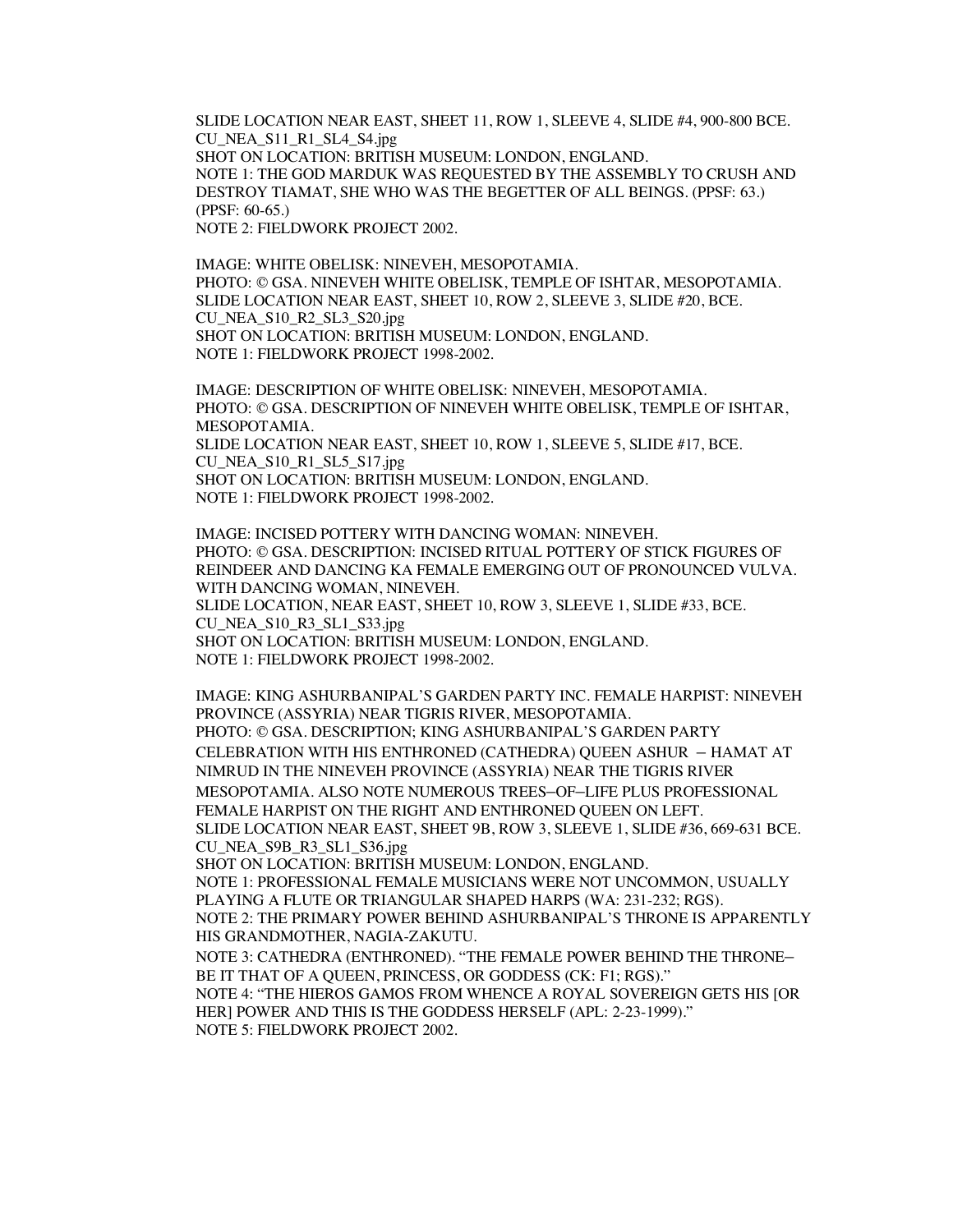SLIDE LOCATION NEAR EAST, SHEET 11, ROW 1, SLEEVE 4, SLIDE #4, 900-800 BCE.
CU_NEA_S11_R1_SL4_S4.jpg
SHOT ON LOCATION: BRITISH MUSEUM: LONDON, ENGLAND.
NOTE 1: THE GOD MARDUK WAS REQUESTED BY THE ASSEMBLY TO CRUSH AND DESTROY TIAMAT, SHE WHO WAS THE BEGETTER OF ALL BEINGS. (PPSF: 63.) (PPSF: 60-65.)
NOTE 2: FIELDWORK PROJECT 2002.

IMAGE: WHITE OBELISK: NINEVEH, MESOPOTAMIA.
PHOTO: © GSA. NINEVEH WHITE OBELISK, TEMPLE OF ISHTAR, MESOPOTAMIA.
SLIDE LOCATION NEAR EAST, SHEET 10, ROW 2, SLEEVE 3, SLIDE #20, BCE.
CU_NEA_S10_R2_SL3_S20.jpg
SHOT ON LOCATION: BRITISH MUSEUM: LONDON, ENGLAND.
NOTE 1: FIELDWORK PROJECT 1998-2002.

IMAGE: DESCRIPTION OF WHITE OBELISK: NINEVEH, MESOPOTAMIA.
PHOTO: © GSA. DESCRIPTION OF NINEVEH WHITE OBELISK, TEMPLE OF ISHTAR, MESOPOTAMIA.
SLIDE LOCATION NEAR EAST, SHEET 10, ROW 1, SLEEVE 5, SLIDE #17, BCE.
CU_NEA_S10_R1_SL5_S17.jpg
SHOT ON LOCATION: BRITISH MUSEUM: LONDON, ENGLAND.
NOTE 1: FIELDWORK PROJECT 1998-2002.

IMAGE: INCISED POTTERY WITH DANCING WOMAN: NINEVEH.
PHOTO: © GSA. DESCRIPTION: INCISED RITUAL POTTERY OF STICK FIGURES OF REINDEER AND DANCING KA FEMALE EMERGING OUT OF PRONOUNCED VULVA. WITH DANCING WOMAN, NINEVEH.
SLIDE LOCATION, NEAR EAST, SHEET 10, ROW 3, SLEEVE 1, SLIDE #33, BCE.
CU_NEA_S10_R3_SL1_S33.jpg
SHOT ON LOCATION: BRITISH MUSEUM: LONDON, ENGLAND.
NOTE 1: FIELDWORK PROJECT 1998-2002.

IMAGE: KING ASHURBANIPAL'S GARDEN PARTY INC. FEMALE HARPIST: NINEVEH PROVINCE (ASSYRIA) NEAR TIGRIS RIVER, MESOPOTAMIA.
PHOTO: © GSA. DESCRIPTION; KING ASHURBANIPAL'S GARDEN PARTY CELEBRATION WITH HIS ENTHRONED (CATHEDRA) QUEEN ASHUR – HAMAT AT NIMRUD IN THE NINEVEH PROVINCE (ASSYRIA) NEAR THE TIGRIS RIVER MESOPOTAMIA. ALSO NOTE NUMEROUS TREES–OF–LIFE PLUS PROFESSIONAL FEMALE HARPIST ON THE RIGHT AND ENTHRONED QUEEN ON LEFT.
SLIDE LOCATION NEAR EAST, SHEET 9B, ROW 3, SLEEVE 1, SLIDE #36, 669-631 BCE.
CU_NEA_S9B_R3_SL1_S36.jpg
SHOT ON LOCATION: BRITISH MUSEUM: LONDON, ENGLAND.
NOTE 1: PROFESSIONAL FEMALE MUSICIANS WERE NOT UNCOMMON, USUALLY PLAYING A FLUTE OR TRIANGULAR SHAPED HARPS (WA: 231-232; RGS).
NOTE 2: THE PRIMARY POWER BEHIND ASHURBANIPAL'S THRONE IS APPARENTLY HIS GRANDMOTHER, NAGIA-ZAKUTU.
NOTE 3: CATHEDRA (ENTHRONED). "THE FEMALE POWER BEHIND THE THRONE– BE IT THAT OF A QUEEN, PRINCESS, OR GODDESS (CK: F1; RGS)."
NOTE 4: "THE HIEROS GAMOS FROM WHENCE A ROYAL SOVEREIGN GETS HIS [OR HER] POWER AND THIS IS THE GODDESS HERSELF (APL: 2-23-1999)."
NOTE 5: FIELDWORK PROJECT 2002.